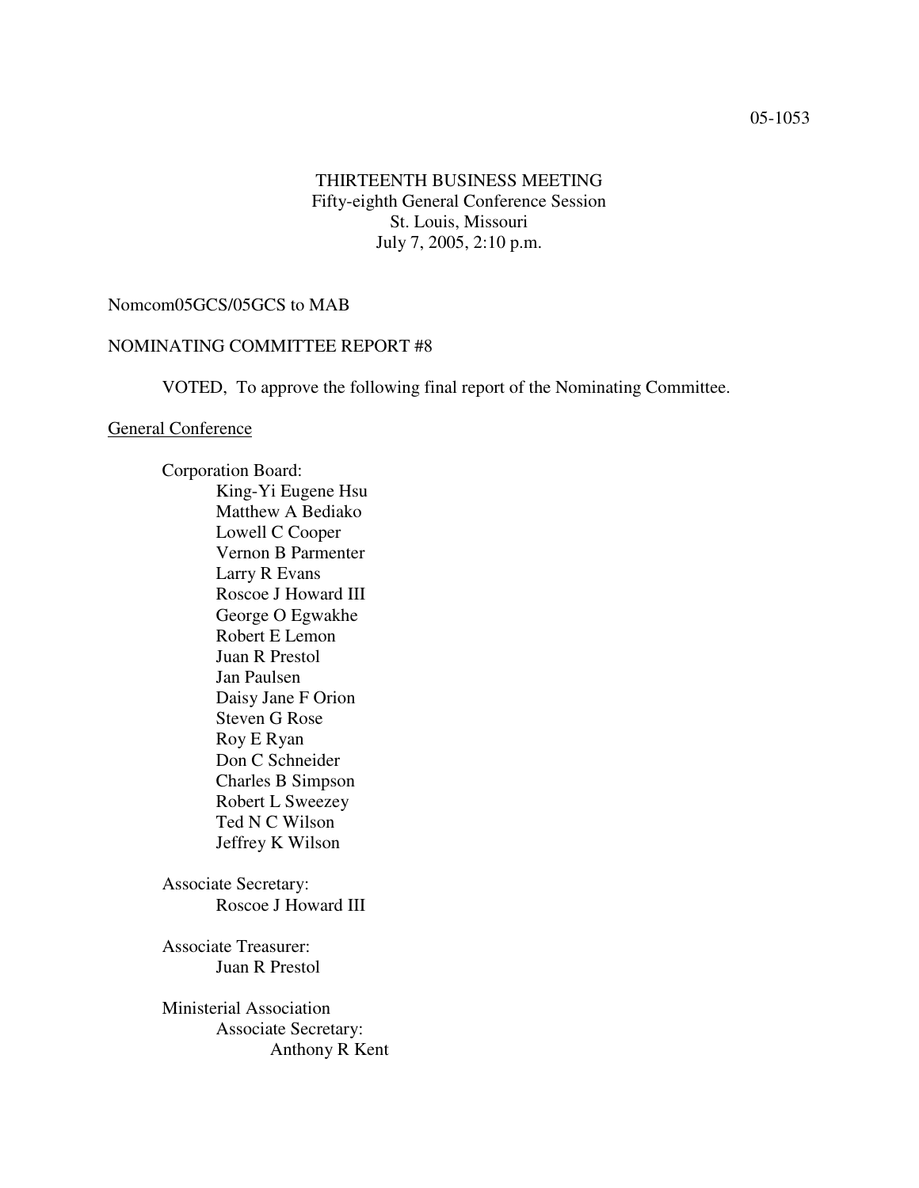05-1053

THIRTEENTH BUSINESS MEETING
Fifty-eighth General Conference Session
St. Louis, Missouri
July 7, 2005, 2:10 p.m.

Nomcom05GCS/05GCS to MAB

NOMINATING COMMITTEE REPORT #8

VOTED, To approve the following final report of the Nominating Committee.

General Conference

Corporation Board:
- King-Yi Eugene Hsu
- Matthew A Bediako
- Lowell C Cooper
- Vernon B Parmenter
- Larry R Evans
- Roscoe J Howard III
- George O Egwakhe
- Robert E Lemon
- Juan R Prestol
- Jan Paulsen
- Daisy Jane F Orion
- Steven G Rose
- Roy E Ryan
- Don C Schneider
- Charles B Simpson
- Robert L Sweezey
- Ted N C Wilson
- Jeffrey K Wilson

Associate Secretary:
- Roscoe J Howard III

Associate Treasurer:
- Juan R Prestol

Ministerial Association
- Associate Secretary:
  - Anthony R Kent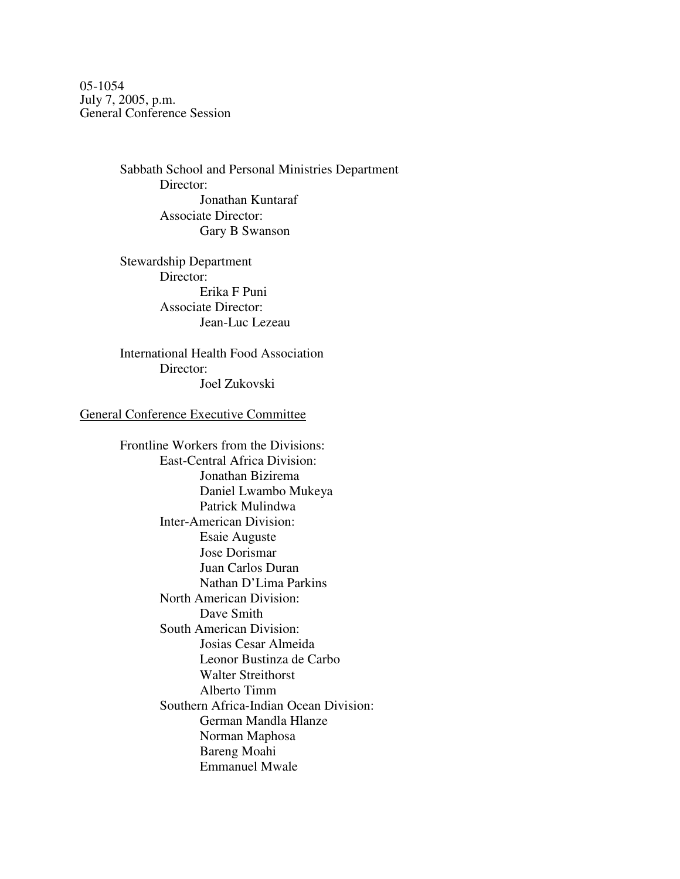05-1054
July 7, 2005, p.m.
General Conference Session

Sabbath School and Personal Ministries Department
- Director:
  - Jonathan Kuntaraf
- Associate Director:
  - Gary B Swanson

Stewardship Department
- Director:
  - Erika F Puni
- Associate Director:
  - Jean-Luc Lezeau

International Health Food Association
- Director:
  - Joel Zukovski

<u>General Conference Executive Committee</u>

Frontline Workers from the Divisions:
- East-Central Africa Division:
  - Jonathan Bizirema
  - Daniel Lwambo Mukeya
  - Patrick Mulindwa
- Inter-American Division:
  - Esaie Auguste
  - Jose Dorismar
  - Juan Carlos Duran
  - Nathan D'Lima Parkins
- North American Division:
  - Dave Smith
- South American Division:
  - Josias Cesar Almeida
  - Leonor Bustinza de Carbo
  - Walter Streithorst
  - Alberto Timm
- Southern Africa-Indian Ocean Division:
  - German Mandla Hlanze
  - Norman Maphosa
  - Bareng Moahi
  - Emmanuel Mwale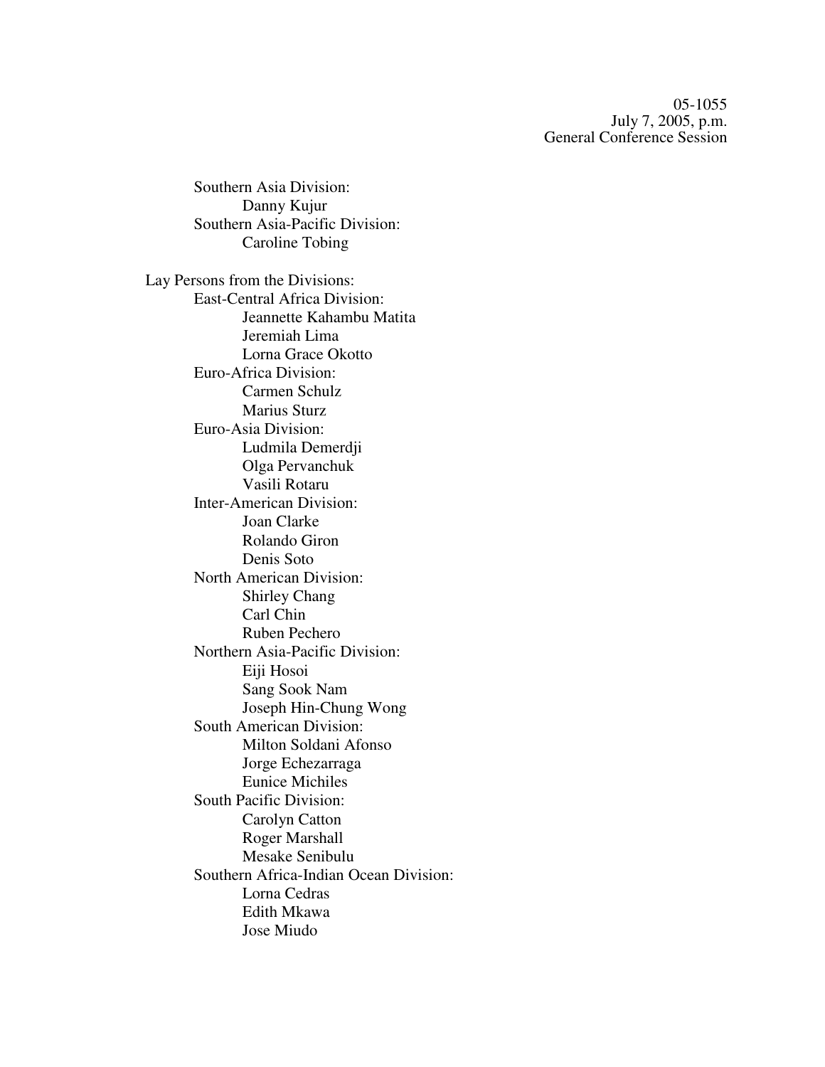Southern Asia Division:
- Danny Kujur

Southern Asia-Pacific Division:
- Caroline Tobing

Lay Persons from the Divisions:

East-Central Africa Division:
- Jeannette Kahambu Matita
- Jeremiah Lima
- Lorna Grace Okotto

Euro-Africa Division:
- Carmen Schulz
- Marius Sturz

Euro-Asia Division:
- Ludmila Demerdji
- Olga Pervanchuk
- Vasili Rotaru

Inter-American Division:
- Joan Clarke
- Rolando Giron
- Denis Soto

North American Division:
- Shirley Chang
- Carl Chin
- Ruben Pechero

Northern Asia-Pacific Division:
- Eiji Hosoi
- Sang Sook Nam
- Joseph Hin-Chung Wong

South American Division:
- Milton Soldani Afonso
- Jorge Echezarraga
- Eunice Michiles

South Pacific Division:
- Carolyn Catton
- Roger Marshall
- Mesake Senibulu

Southern Africa-Indian Ocean Division:
- Lorna Cedras
- Edith Mkawa
- Jose Miudo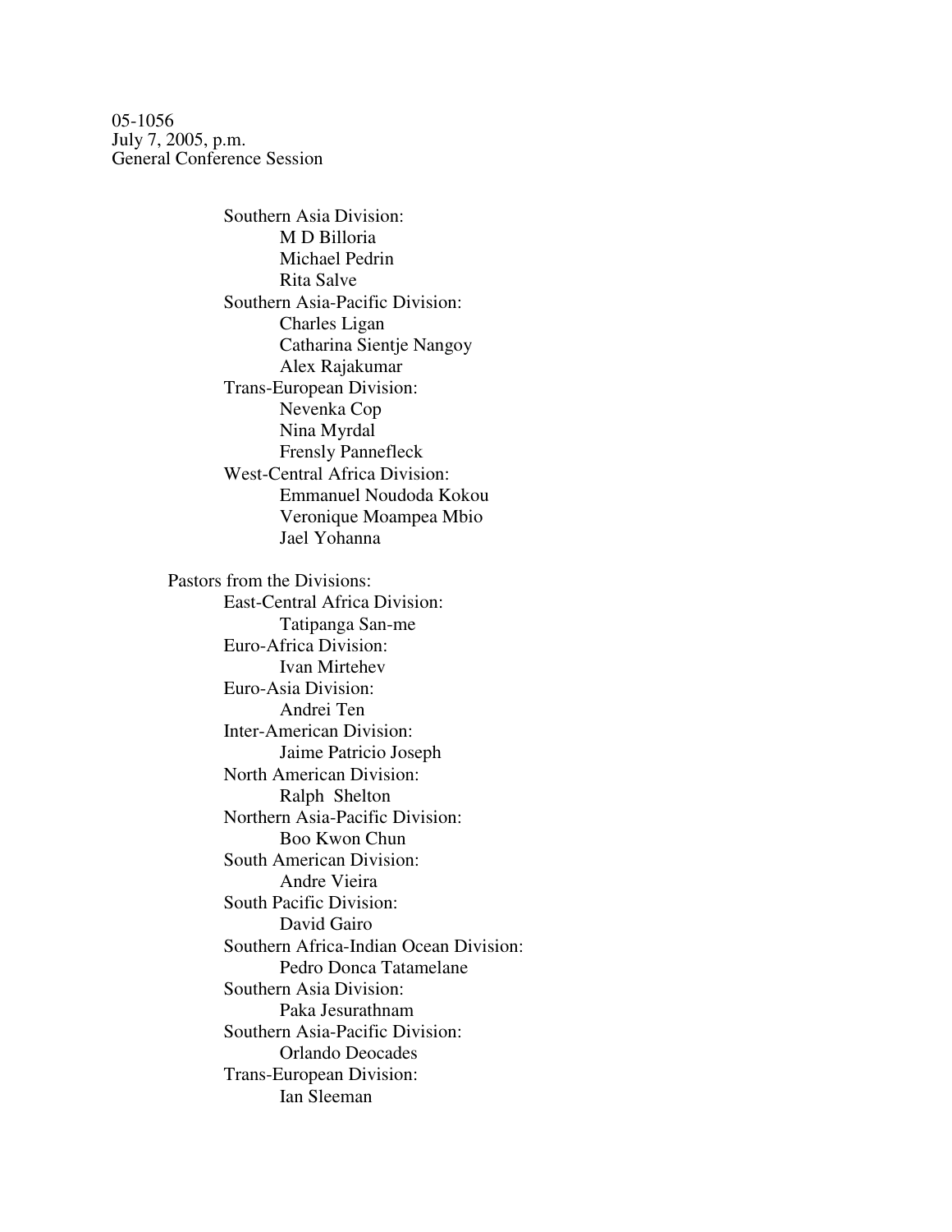05-1056
July 7, 2005, p.m.
General Conference Session

- Southern Asia Division:
  - M D Billoria
  - Michael Pedrin
  - Rita Salve
- Southern Asia-Pacific Division:
  - Charles Ligan
  - Catharina Sientje Nangoy
  - Alex Rajakumar
- Trans-European Division:
  - Nevenka Cop
  - Nina Myrdal
  - Frensly Pannefleck
- West-Central Africa Division:
  - Emmanuel Noudoda Kokou
  - Veronique Moampea Mbio
  - Jael Yohanna

Pastors from the Divisions:

- East-Central Africa Division:
  - Tatipanga San-me
- Euro-Africa Division:
  - Ivan Mirtehev
- Euro-Asia Division:
  - Andrei Ten
- Inter-American Division:
  - Jaime Patricio Joseph
- North American Division:
  - Ralph Shelton
- Northern Asia-Pacific Division:
  - Boo Kwon Chun
- South American Division:
  - Andre Vieira
- South Pacific Division:
  - David Gairo
- Southern Africa-Indian Ocean Division:
  - Pedro Donca Tatamelane
- Southern Asia Division:
  - Paka Jesurathnam
- Southern Asia-Pacific Division:
  - Orlando Deocades
- Trans-European Division:
  - Ian Sleeman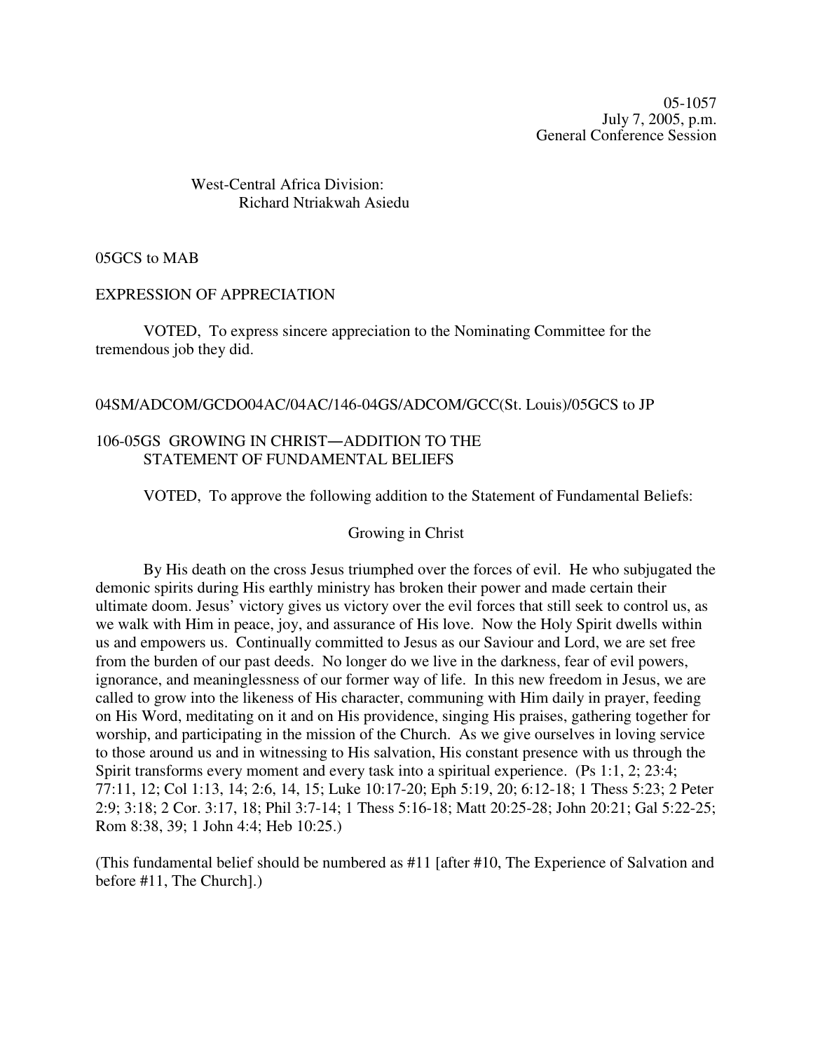05-1057  
July 7, 2005, p.m.  
General Conference Session

West-Central Africa Division:  
Richard Ntriakwah Asiedu

05GCS to MAB

EXPRESSION OF APPRECIATION

VOTED, To express sincere appreciation to the Nominating Committee for the tremendous job they did.

04SM/ADCOM/GCDO04AC/04AC/146-04GS/ADCOM/GCC(St. Louis)/05GCS to JP

106-05GS GROWING IN CHRIST—ADDITION TO THE STATEMENT OF FUNDAMENTAL BELIEFS

VOTED, To approve the following addition to the Statement of Fundamental Beliefs:

Growing in Christ

By His death on the cross Jesus triumphed over the forces of evil. He who subjugated the demonic spirits during His earthly ministry has broken their power and made certain their ultimate doom. Jesus' victory gives us victory over the evil forces that still seek to control us, as we walk with Him in peace, joy, and assurance of His love. Now the Holy Spirit dwells within us and empowers us. Continually committed to Jesus as our Saviour and Lord, we are set free from the burden of our past deeds. No longer do we live in the darkness, fear of evil powers, ignorance, and meaninglessness of our former way of life. In this new freedom in Jesus, we are called to grow into the likeness of His character, communing with Him daily in prayer, feeding on His Word, meditating on it and on His providence, singing His praises, gathering together for worship, and participating in the mission of the Church. As we give ourselves in loving service to those around us and in witnessing to His salvation, His constant presence with us through the Spirit transforms every moment and every task into a spiritual experience. (Ps 1:1, 2; 23:4; 77:11, 12; Col 1:13, 14; 2:6, 14, 15; Luke 10:17-20; Eph 5:19, 20; 6:12-18; 1 Thess 5:23; 2 Peter 2:9; 3:18; 2 Cor. 3:17, 18; Phil 3:7-14; 1 Thess 5:16-18; Matt 20:25-28; John 20:21; Gal 5:22-25; Rom 8:38, 39; 1 John 4:4; Heb 10:25.)

(This fundamental belief should be numbered as #11 [after #10, The Experience of Salvation and before #11, The Church].)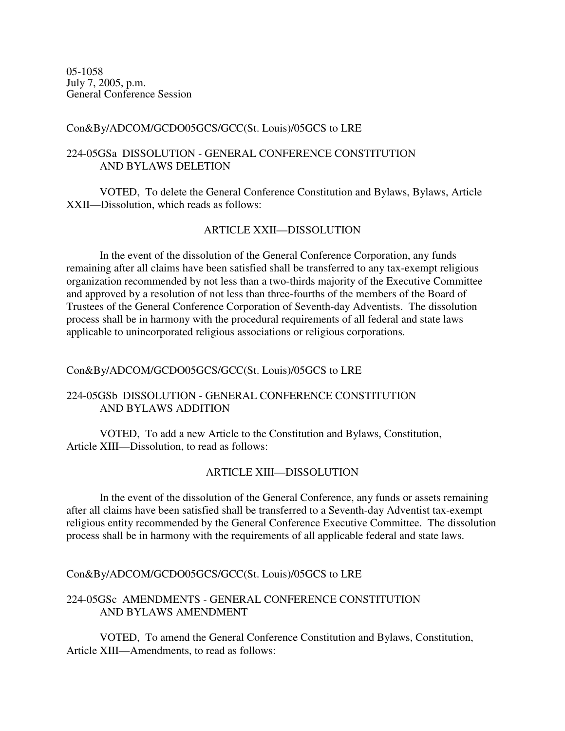05-1058
July 7, 2005, p.m.
General Conference Session

Con&By/ADCOM/GCDO05GCS/GCC(St. Louis)/05GCS to LRE

224-05GSa DISSOLUTION - GENERAL CONFERENCE CONSTITUTION AND BYLAWS DELETION

VOTED, To delete the General Conference Constitution and Bylaws, Bylaws, Article XXII—Dissolution, which reads as follows:

ARTICLE XXII—DISSOLUTION

In the event of the dissolution of the General Conference Corporation, any funds remaining after all claims have been satisfied shall be transferred to any tax-exempt religious organization recommended by not less than a two-thirds majority of the Executive Committee and approved by a resolution of not less than three-fourths of the members of the Board of Trustees of the General Conference Corporation of Seventh-day Adventists. The dissolution process shall be in harmony with the procedural requirements of all federal and state laws applicable to unincorporated religious associations or religious corporations.

Con&By/ADCOM/GCDO05GCS/GCC(St. Louis)/05GCS to LRE

224-05GSb DISSOLUTION - GENERAL CONFERENCE CONSTITUTION AND BYLAWS ADDITION

VOTED, To add a new Article to the Constitution and Bylaws, Constitution, Article XIII—Dissolution, to read as follows:

ARTICLE XIII—DISSOLUTION

In the event of the dissolution of the General Conference, any funds or assets remaining after all claims have been satisfied shall be transferred to a Seventh-day Adventist tax-exempt religious entity recommended by the General Conference Executive Committee. The dissolution process shall be in harmony with the requirements of all applicable federal and state laws.

Con&By/ADCOM/GCDO05GCS/GCC(St. Louis)/05GCS to LRE

224-05GSc AMENDMENTS - GENERAL CONFERENCE CONSTITUTION AND BYLAWS AMENDMENT

VOTED, To amend the General Conference Constitution and Bylaws, Constitution, Article XIII—Amendments, to read as follows: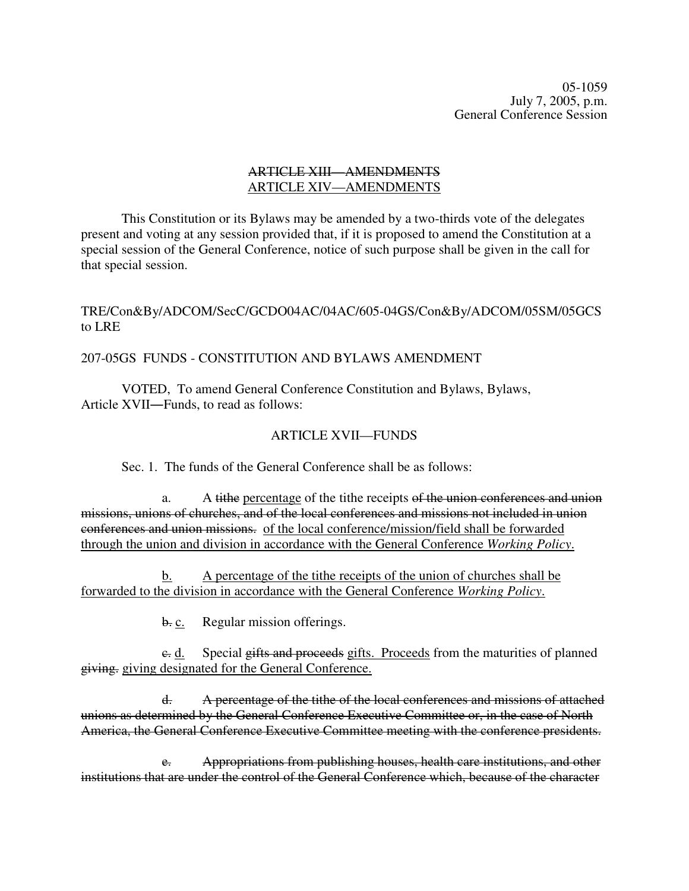05-1059
July 7, 2005, p.m.
General Conference Session

~~ARTICLE XIII—AMENDMENTS~~
<u>ARTICLE XIV—AMENDMENTS</u>

This Constitution or its Bylaws may be amended by a two-thirds vote of the delegates present and voting at any session provided that, if it is proposed to amend the Constitution at a special session of the General Conference, notice of such purpose shall be given in the call for that special session.

TRE/Con&By/ADCOM/SecC/GCDO04AC/04AC/605-04GS/Con&By/ADCOM/05SM/05GCS to LRE

207-05GS FUNDS - CONSTITUTION AND BYLAWS AMENDMENT

VOTED, To amend General Conference Constitution and Bylaws, Bylaws, Article XVII—Funds, to read as follows:

ARTICLE XVII—FUNDS

Sec. 1. The funds of the General Conference shall be as follows:

a. A ~~tithe~~ <u>percentage</u> of the tithe receipts ~~of the union conferences and union missions, unions of churches, and of the local conferences and missions not included in union conferences and union missions.~~ <u>of the local conference/mission/field shall be forwarded through the union and division in accordance with the General Conference *Working Policy*.</u>

<u>b. A percentage of the tithe receipts of the union of churches shall be forwarded to the division in accordance with the General Conference *Working Policy*.</u>

~~b.~~ <u>c.</u> Regular mission offerings.

~~c.~~ <u>d.</u> Special ~~gifts and proceeds~~ <u>gifts. Proceeds</u> from the maturities of planned ~~giving.~~ <u>giving designated for the General Conference.</u>

~~d. A percentage of the tithe of the local conferences and missions of attached unions as determined by the General Conference Executive Committee or, in the case of North America, the General Conference Executive Committee meeting with the conference presidents.~~

~~e. Appropriations from publishing houses, health care institutions, and other institutions that are under the control of the General Conference which, because of the character~~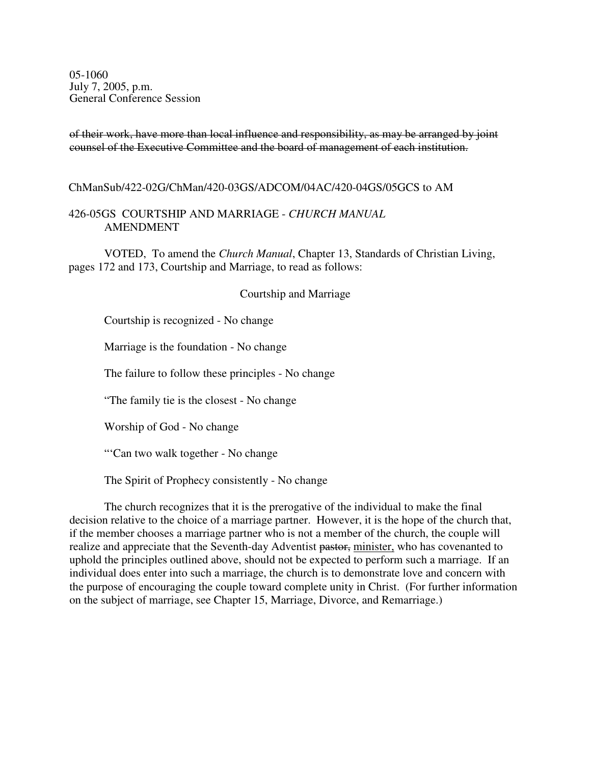05-1060
July 7, 2005, p.m.
General Conference Session

~~of their work, have more than local influence and responsibility, as may be arranged by joint counsel of the Executive Committee and the board of management of each institution.~~

ChManSub/422-02G/ChMan/420-03GS/ADCOM/04AC/420-04GS/05GCS to AM

426-05GS COURTSHIP AND MARRIAGE - *CHURCH MANUAL* AMENDMENT

VOTED, To amend the *Church Manual*, Chapter 13, Standards of Christian Living, pages 172 and 173, Courtship and Marriage, to read as follows:

Courtship and Marriage

Courtship is recognized - No change

Marriage is the foundation - No change

The failure to follow these principles - No change

"The family tie is the closest - No change

Worship of God - No change

"'Can two walk together - No change

The Spirit of Prophecy consistently - No change

The church recognizes that it is the prerogative of the individual to make the final decision relative to the choice of a marriage partner. However, it is the hope of the church that, if the member chooses a marriage partner who is not a member of the church, the couple will realize and appreciate that the Seventh-day Adventist ~~pastor,~~ <u>minister,</u> who has covenanted to uphold the principles outlined above, should not be expected to perform such a marriage. If an individual does enter into such a marriage, the church is to demonstrate love and concern with the purpose of encouraging the couple toward complete unity in Christ. (For further information on the subject of marriage, see Chapter 15, Marriage, Divorce, and Remarriage.)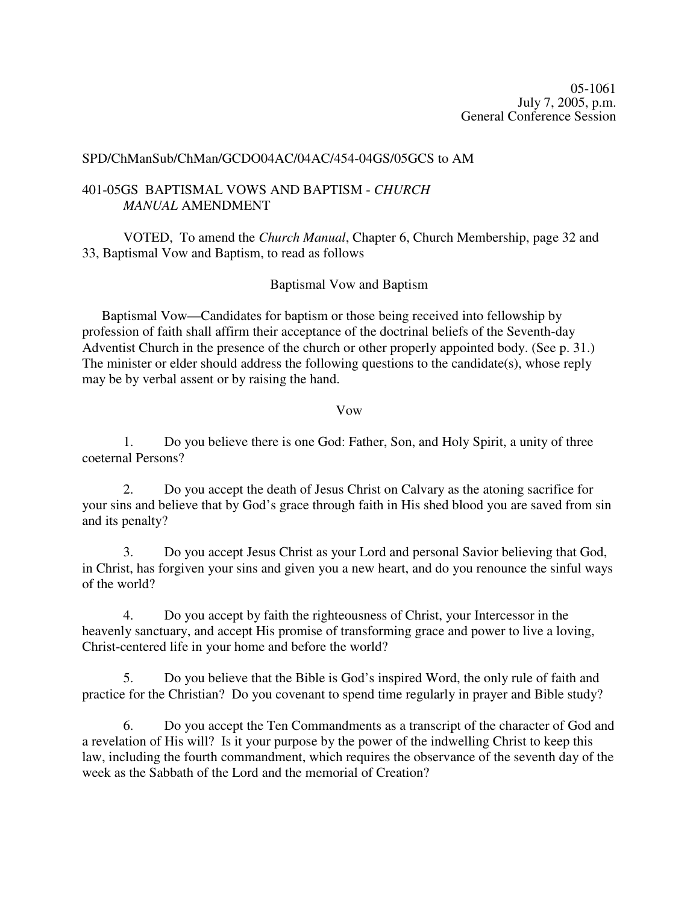05-1061
July 7, 2005, p.m.
General Conference Session

SPD/ChManSub/ChMan/GCDO04AC/04AC/454-04GS/05GCS to AM

401-05GS BAPTISMAL VOWS AND BAPTISM - *CHURCH MANUAL* AMENDMENT

VOTED, To amend the *Church Manual*, Chapter 6, Church Membership, page 32 and 33, Baptismal Vow and Baptism, to read as follows

Baptismal Vow and Baptism

Baptismal Vow—Candidates for baptism or those being received into fellowship by profession of faith shall affirm their acceptance of the doctrinal beliefs of the Seventh-day Adventist Church in the presence of the church or other properly appointed body. (See p. 31.) The minister or elder should address the following questions to the candidate(s), whose reply may be by verbal assent or by raising the hand.

Vow

1. Do you believe there is one God: Father, Son, and Holy Spirit, a unity of three coeternal Persons?

2. Do you accept the death of Jesus Christ on Calvary as the atoning sacrifice for your sins and believe that by God's grace through faith in His shed blood you are saved from sin and its penalty?

3. Do you accept Jesus Christ as your Lord and personal Savior believing that God, in Christ, has forgiven your sins and given you a new heart, and do you renounce the sinful ways of the world?

4. Do you accept by faith the righteousness of Christ, your Intercessor in the heavenly sanctuary, and accept His promise of transforming grace and power to live a loving, Christ-centered life in your home and before the world?

5. Do you believe that the Bible is God's inspired Word, the only rule of faith and practice for the Christian? Do you covenant to spend time regularly in prayer and Bible study?

6. Do you accept the Ten Commandments as a transcript of the character of God and a revelation of His will? Is it your purpose by the power of the indwelling Christ to keep this law, including the fourth commandment, which requires the observance of the seventh day of the week as the Sabbath of the Lord and the memorial of Creation?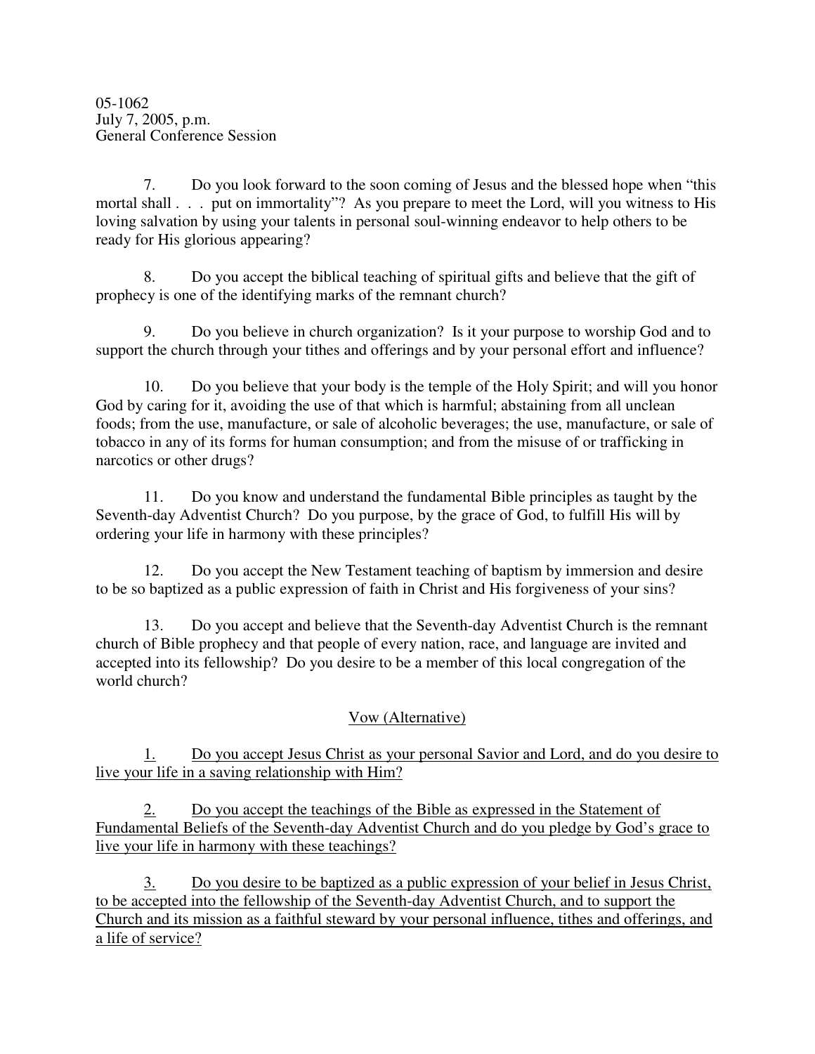05-1062
July 7, 2005, p.m.
General Conference Session

7. Do you look forward to the soon coming of Jesus and the blessed hope when "this mortal shall . . . put on immortality"? As you prepare to meet the Lord, will you witness to His loving salvation by using your talents in personal soul-winning endeavor to help others to be ready for His glorious appearing?

8. Do you accept the biblical teaching of spiritual gifts and believe that the gift of prophecy is one of the identifying marks of the remnant church?

9. Do you believe in church organization? Is it your purpose to worship God and to support the church through your tithes and offerings and by your personal effort and influence?

10. Do you believe that your body is the temple of the Holy Spirit; and will you honor God by caring for it, avoiding the use of that which is harmful; abstaining from all unclean foods; from the use, manufacture, or sale of alcoholic beverages; the use, manufacture, or sale of tobacco in any of its forms for human consumption; and from the misuse of or trafficking in narcotics or other drugs?

11. Do you know and understand the fundamental Bible principles as taught by the Seventh-day Adventist Church? Do you purpose, by the grace of God, to fulfill His will by ordering your life in harmony with these principles?

12. Do you accept the New Testament teaching of baptism by immersion and desire to be so baptized as a public expression of faith in Christ and His forgiveness of your sins?

13. Do you accept and believe that the Seventh-day Adventist Church is the remnant church of Bible prophecy and that people of every nation, race, and language are invited and accepted into its fellowship? Do you desire to be a member of this local congregation of the world church?

<u>Vow (Alternative)</u>

<u>1. Do you accept Jesus Christ as your personal Savior and Lord, and do you desire to live your life in a saving relationship with Him?</u>

<u>2. Do you accept the teachings of the Bible as expressed in the Statement of Fundamental Beliefs of the Seventh-day Adventist Church and do you pledge by God's grace to live your life in harmony with these teachings?</u>

<u>3. Do you desire to be baptized as a public expression of your belief in Jesus Christ, to be accepted into the fellowship of the Seventh-day Adventist Church, and to support the Church and its mission as a faithful steward by your personal influence, tithes and offerings, and a life of service?</u>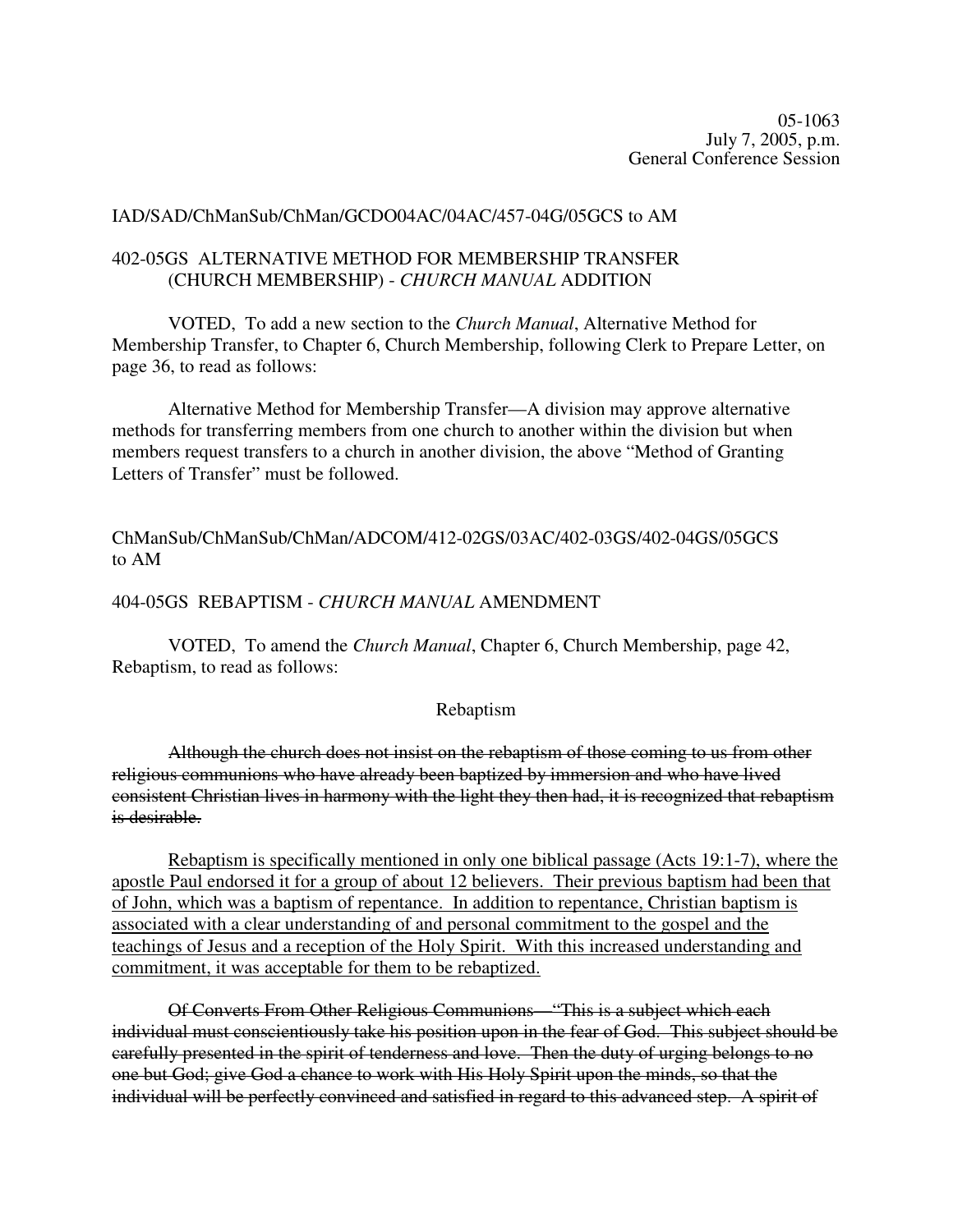05-1063
July 7, 2005, p.m.
General Conference Session

IAD/SAD/ChManSub/ChMan/GCDO04AC/04AC/457-04G/05GCS to AM

402-05GS ALTERNATIVE METHOD FOR MEMBERSHIP TRANSFER (CHURCH MEMBERSHIP) - *CHURCH MANUAL* ADDITION

VOTED, To add a new section to the *Church Manual*, Alternative Method for Membership Transfer, to Chapter 6, Church Membership, following Clerk to Prepare Letter, on page 36, to read as follows:

Alternative Method for Membership Transfer—A division may approve alternative methods for transferring members from one church to another within the division but when members request transfers to a church in another division, the above "Method of Granting Letters of Transfer" must be followed.

ChManSub/ChManSub/ChMan/ADCOM/412-02GS/03AC/402-03GS/402-04GS/05GCS to AM

404-05GS REBAPTISM - *CHURCH MANUAL* AMENDMENT

VOTED, To amend the *Church Manual*, Chapter 6, Church Membership, page 42, Rebaptism, to read as follows:

Rebaptism

~~Although the church does not insist on the rebaptism of those coming to us from other religious communions who have already been baptized by immersion and who have lived consistent Christian lives in harmony with the light they then had, it is recognized that rebaptism is desirable.~~

<u>Rebaptism is specifically mentioned in only one biblical passage (Acts 19:1-7), where the apostle Paul endorsed it for a group of about 12 believers. Their previous baptism had been that of John, which was a baptism of repentance. In addition to repentance, Christian baptism is associated with a clear understanding of and personal commitment to the gospel and the teachings of Jesus and a reception of the Holy Spirit. With this increased understanding and commitment, it was acceptable for them to be rebaptized.</u>

~~Of Converts From Other Religious Communions—"This is a subject which each individual must conscientiously take his position upon in the fear of God. This subject should be carefully presented in the spirit of tenderness and love. Then the duty of urging belongs to no one but God; give God a chance to work with His Holy Spirit upon the minds, so that the individual will be perfectly convinced and satisfied in regard to this advanced step. A spirit of~~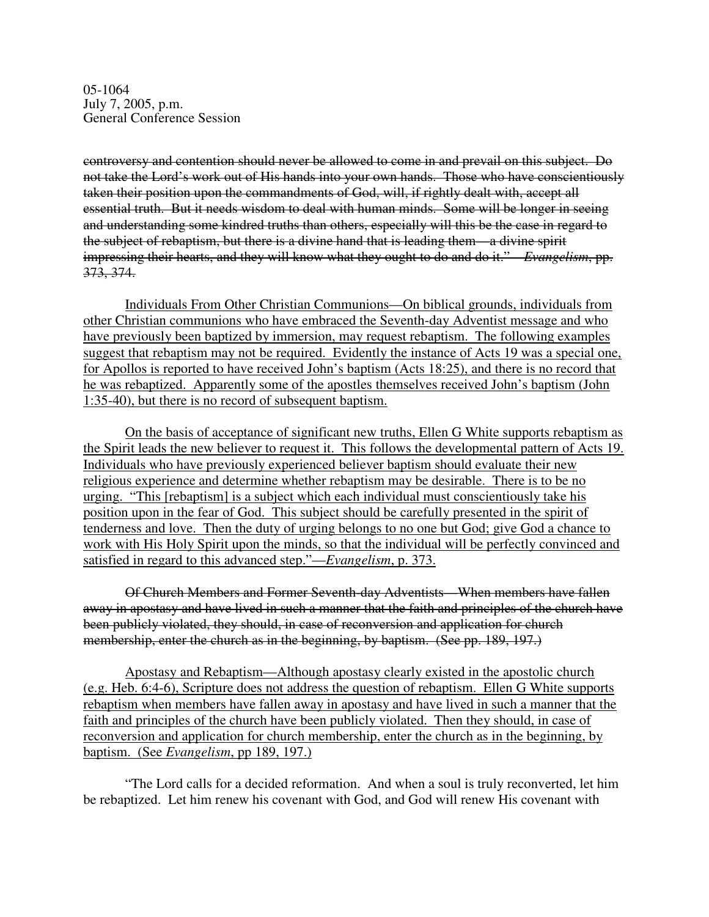~~controversy and contention should never be allowed to come in and prevail on this subject. Do not take the Lord's work out of His hands into your own hands. Those who have conscientiously taken their position upon the commandments of God, will, if rightly dealt with, accept all essential truth. But it needs wisdom to deal with human minds. Some will be longer in seeing and understanding some kindred truths than others, especially will this be the case in regard to the subject of rebaptism, but there is a divine hand that is leading them—a divine spirit impressing their hearts, and they will know what they ought to do and do it."—*Evangelism*, pp. 373, 374.~~

<u>Individuals From Other Christian Communions—On biblical grounds, individuals from other Christian communions who have embraced the Seventh-day Adventist message and who have previously been baptized by immersion, may request rebaptism. The following examples suggest that rebaptism may not be required. Evidently the instance of Acts 19 was a special one, for Apollos is reported to have received John's baptism (Acts 18:25), and there is no record that he was rebaptized. Apparently some of the apostles themselves received John's baptism (John 1:35-40), but there is no record of subsequent baptism.</u>

<u>On the basis of acceptance of significant new truths, Ellen G White supports rebaptism as the Spirit leads the new believer to request it. This follows the developmental pattern of Acts 19. Individuals who have previously experienced believer baptism should evaluate their new religious experience and determine whether rebaptism may be desirable. There is to be no urging. "This [rebaptism] is a subject which each individual must conscientiously take his position upon in the fear of God. This subject should be carefully presented in the spirit of tenderness and love. Then the duty of urging belongs to no one but God; give God a chance to work with His Holy Spirit upon the minds, so that the individual will be perfectly convinced and satisfied in regard to this advanced step."—*Evangelism*, p. 373.</u>

~~Of Church Members and Former Seventh-day Adventists—When members have fallen away in apostasy and have lived in such a manner that the faith and principles of the church have been publicly violated, they should, in case of reconversion and application for church membership, enter the church as in the beginning, by baptism. (See pp. 189, 197.)~~

<u>Apostasy and Rebaptism—Although apostasy clearly existed in the apostolic church (e.g. Heb. 6:4-6), Scripture does not address the question of rebaptism. Ellen G White supports rebaptism when members have fallen away in apostasy and have lived in such a manner that the faith and principles of the church have been publicly violated. Then they should, in case of reconversion and application for church membership, enter the church as in the beginning, by baptism. (See *Evangelism*, pp 189, 197.)</u>

"The Lord calls for a decided reformation. And when a soul is truly reconverted, let him be rebaptized. Let him renew his covenant with God, and God will renew His covenant with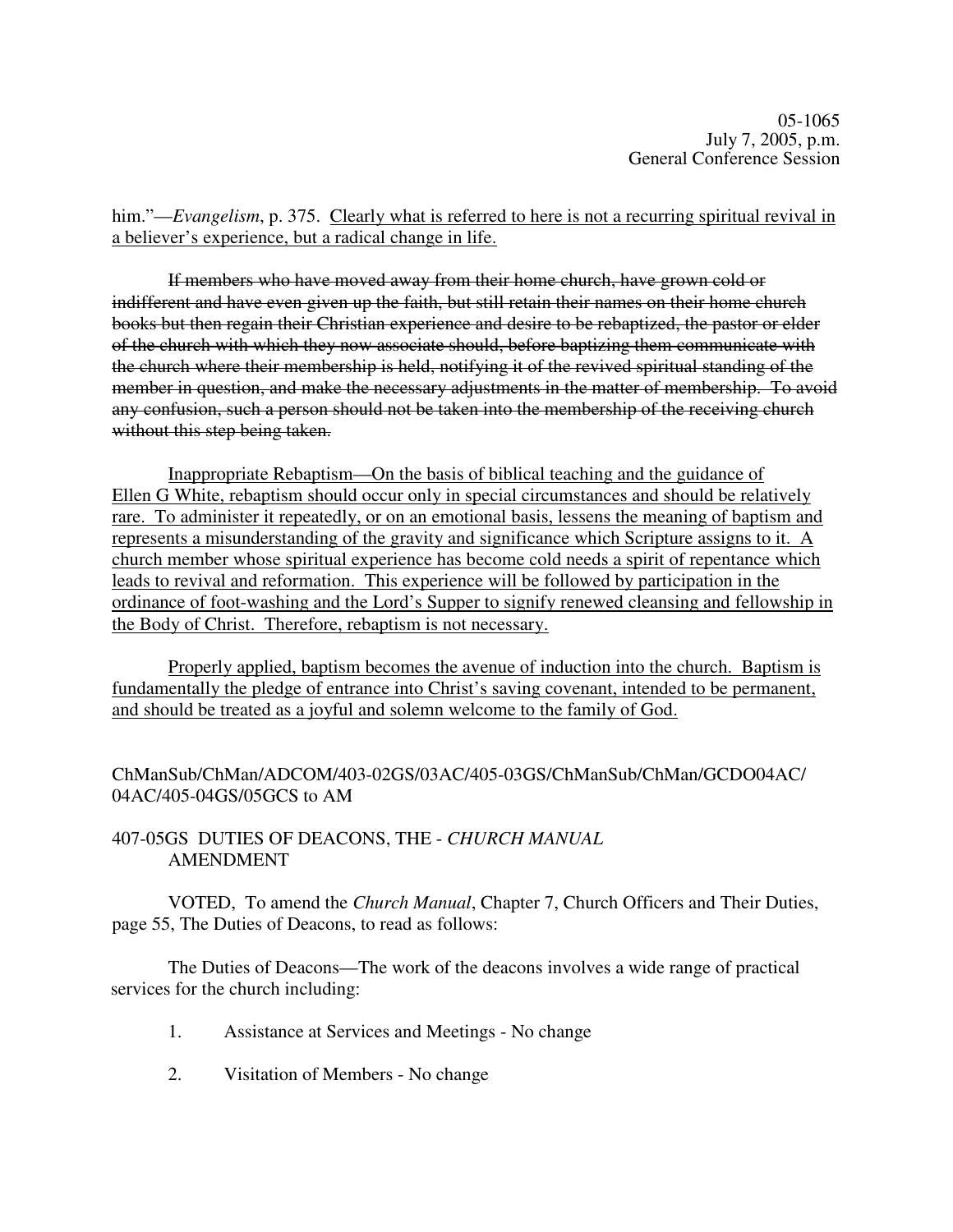him."—*Evangelism*, p. 375. <u>Clearly what is referred to here is not a recurring spiritual revival in a believer's experience, but a radical change in life.</u>

~~If members who have moved away from their home church, have grown cold or indifferent and have even given up the faith, but still retain their names on their home church books but then regain their Christian experience and desire to be rebaptized, the pastor or elder of the church with which they now associate should, before baptizing them communicate with the church where their membership is held, notifying it of the revived spiritual standing of the member in question, and make the necessary adjustments in the matter of membership. To avoid any confusion, such a person should not be taken into the membership of the receiving church without this step being taken.~~

<u>Inappropriate Rebaptism—On the basis of biblical teaching and the guidance of Ellen G White, rebaptism should occur only in special circumstances and should be relatively rare. To administer it repeatedly, or on an emotional basis, lessens the meaning of baptism and represents a misunderstanding of the gravity and significance which Scripture assigns to it. A church member whose spiritual experience has become cold needs a spirit of repentance which leads to revival and reformation. This experience will be followed by participation in the ordinance of foot-washing and the Lord's Supper to signify renewed cleansing and fellowship in the Body of Christ. Therefore, rebaptism is not necessary.</u>

<u>Properly applied, baptism becomes the avenue of induction into the church. Baptism is fundamentally the pledge of entrance into Christ's saving covenant, intended to be permanent, and should be treated as a joyful and solemn welcome to the family of God.</u>

ChManSub/ChMan/ADCOM/403-02GS/03AC/405-03GS/ChManSub/ChMan/GCDO04AC/04AC/405-04GS/05GCS to AM

407-05GS DUTIES OF DEACONS, THE - *CHURCH MANUAL* AMENDMENT

VOTED, To amend the *Church Manual*, Chapter 7, Church Officers and Their Duties, page 55, The Duties of Deacons, to read as follows:

The Duties of Deacons—The work of the deacons involves a wide range of practical services for the church including:

1. Assistance at Services and Meetings - No change

2. Visitation of Members - No change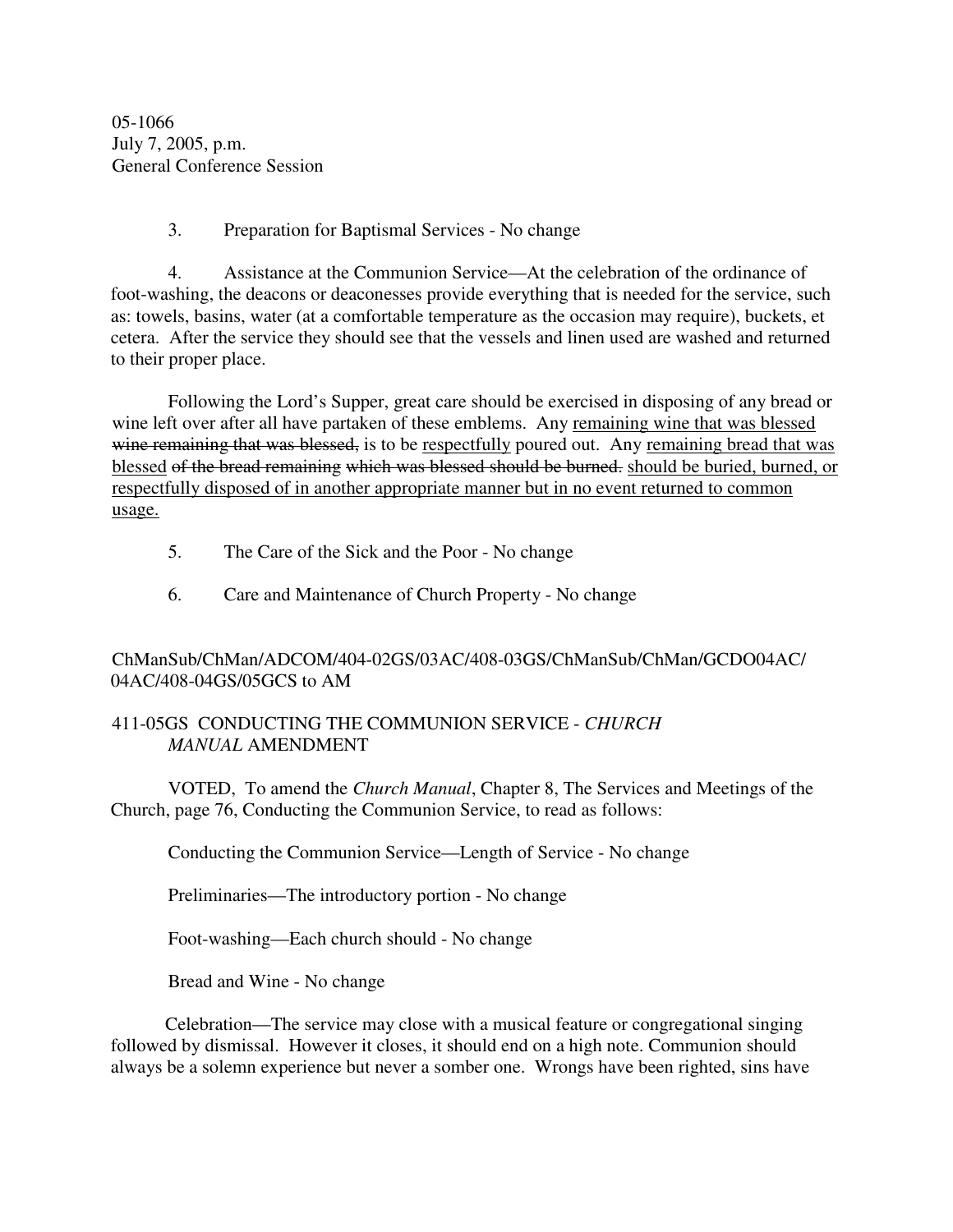05-1066
July 7, 2005, p.m.
General Conference Session

3. Preparation for Baptismal Services - No change

4. Assistance at the Communion Service—At the celebration of the ordinance of foot-washing, the deacons or deaconesses provide everything that is needed for the service, such as: towels, basins, water (at a comfortable temperature as the occasion may require), buckets, et cetera. After the service they should see that the vessels and linen used are washed and returned to their proper place.

Following the Lord's Supper, great care should be exercised in disposing of any bread or wine left over after all have partaken of these emblems. Any <u>remaining wine that was blessed</u> ~~wine remaining that was blessed,~~ is to be <u>respectfully</u> poured out. Any <u>remaining bread that was blessed</u> ~~of the bread remaining~~ ~~which was blessed should be burned.~~ <u>should be buried, burned, or respectfully disposed of in another appropriate manner but in no event returned to common usage.</u>

5. The Care of the Sick and the Poor - No change

6. Care and Maintenance of Church Property - No change

ChManSub/ChMan/ADCOM/404-02GS/03AC/408-03GS/ChManSub/ChMan/GCDO04AC/04AC/408-04GS/05GCS to AM

## 411-05GS CONDUCTING THE COMMUNION SERVICE - *CHURCH MANUAL* AMENDMENT

VOTED, To amend the *Church Manual*, Chapter 8, The Services and Meetings of the Church, page 76, Conducting the Communion Service, to read as follows:

Conducting the Communion Service—Length of Service - No change

Preliminaries—The introductory portion - No change

Foot-washing—Each church should - No change

Bread and Wine - No change

Celebration—The service may close with a musical feature or congregational singing followed by dismissal. However it closes, it should end on a high note. Communion should always be a solemn experience but never a somber one. Wrongs have been righted, sins have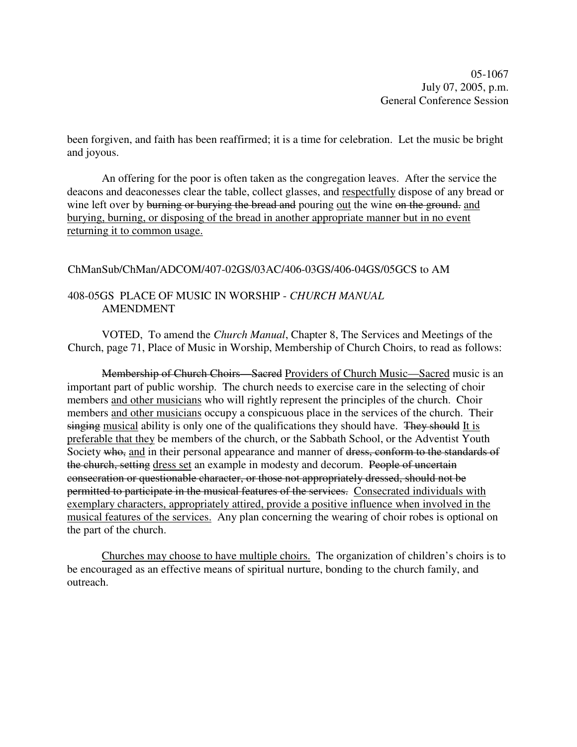been forgiven, and faith has been reaffirmed; it is a time for celebration. Let the music be bright and joyous.

An offering for the poor is often taken as the congregation leaves. After the service the deacons and deaconesses clear the table, collect glasses, and <u>respectfully</u> dispose of any bread or wine left over by ~~burning or burying the bread and~~ pouring <u>out</u> the wine ~~on the ground.~~ <u>and burying, burning, or disposing of the bread in another appropriate manner but in no event returning it to common usage.</u>

ChManSub/ChMan/ADCOM/407-02GS/03AC/406-03GS/406-04GS/05GCS to AM

408-05GS PLACE OF MUSIC IN WORSHIP - *CHURCH MANUAL* AMENDMENT

VOTED, To amend the *Church Manual*, Chapter 8, The Services and Meetings of the Church, page 71, Place of Music in Worship, Membership of Church Choirs, to read as follows:

~~Membership of Church Choirs—Sacred~~ <u>Providers of Church Music—Sacred</u> music is an important part of public worship. The church needs to exercise care in the selecting of choir members <u>and other musicians</u> who will rightly represent the principles of the church. Choir members <u>and other musicians</u> occupy a conspicuous place in the services of the church. Their ~~singing~~ <u>musical</u> ability is only one of the qualifications they should have. ~~They should~~ <u>It is preferable that they</u> be members of the church, or the Sabbath School, or the Adventist Youth Society ~~who,~~ <u>and</u> in their personal appearance and manner of ~~dress, conform to the standards of the church, setting~~ <u>dress set</u> an example in modesty and decorum. ~~People of uncertain consecration or questionable character, or those not appropriately dressed, should not be permitted to participate in the musical features of the services.~~ <u>Consecrated individuals with exemplary characters, appropriately attired, provide a positive influence when involved in the musical features of the services.</u> Any plan concerning the wearing of choir robes is optional on the part of the church.

<u>Churches may choose to have multiple choirs.</u> The organization of children's choirs is to be encouraged as an effective means of spiritual nurture, bonding to the church family, and outreach.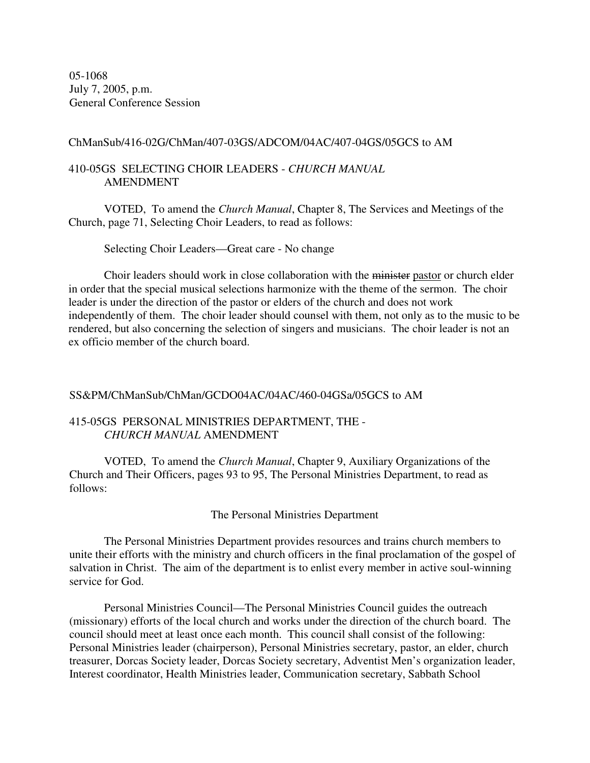05-1068
July 7, 2005, p.m.
General Conference Session

ChManSub/416-02G/ChMan/407-03GS/ADCOM/04AC/407-04GS/05GCS to AM

410-05GS SELECTING CHOIR LEADERS - *CHURCH MANUAL* AMENDMENT

VOTED, To amend the *Church Manual*, Chapter 8, The Services and Meetings of the Church, page 71, Selecting Choir Leaders, to read as follows:

Selecting Choir Leaders—Great care - No change

Choir leaders should work in close collaboration with the ~~minister~~ <u>pastor</u> or church elder in order that the special musical selections harmonize with the theme of the sermon. The choir leader is under the direction of the pastor or elders of the church and does not work independently of them. The choir leader should counsel with them, not only as to the music to be rendered, but also concerning the selection of singers and musicians. The choir leader is not an ex officio member of the church board.

SS&PM/ChManSub/ChMan/GCDO04AC/04AC/460-04GSa/05GCS to AM

415-05GS PERSONAL MINISTRIES DEPARTMENT, THE - *CHURCH MANUAL* AMENDMENT

VOTED, To amend the *Church Manual*, Chapter 9, Auxiliary Organizations of the Church and Their Officers, pages 93 to 95, The Personal Ministries Department, to read as follows:

The Personal Ministries Department

The Personal Ministries Department provides resources and trains church members to unite their efforts with the ministry and church officers in the final proclamation of the gospel of salvation in Christ. The aim of the department is to enlist every member in active soul-winning service for God.

Personal Ministries Council—The Personal Ministries Council guides the outreach (missionary) efforts of the local church and works under the direction of the church board. The council should meet at least once each month. This council shall consist of the following: Personal Ministries leader (chairperson), Personal Ministries secretary, pastor, an elder, church treasurer, Dorcas Society leader, Dorcas Society secretary, Adventist Men's organization leader, Interest coordinator, Health Ministries leader, Communication secretary, Sabbath School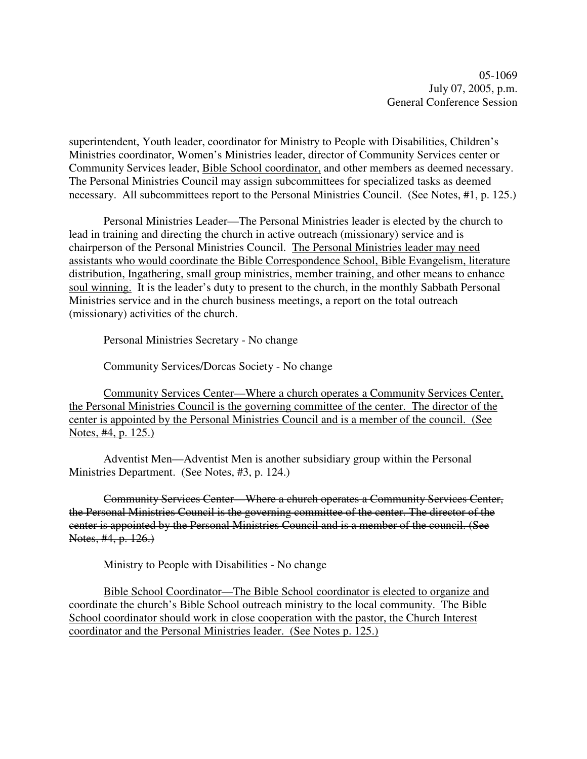superintendent, Youth leader, coordinator for Ministry to People with Disabilities, Children's Ministries coordinator, Women's Ministries leader, director of Community Services center or Community Services leader, <u>Bible School coordinator,</u> and other members as deemed necessary. The Personal Ministries Council may assign subcommittees for specialized tasks as deemed necessary. All subcommittees report to the Personal Ministries Council. (See Notes, #1, p. 125.)

Personal Ministries Leader—The Personal Ministries leader is elected by the church to lead in training and directing the church in active outreach (missionary) service and is chairperson of the Personal Ministries Council. <u>The Personal Ministries leader may need assistants who would coordinate the Bible Correspondence School, Bible Evangelism, literature distribution, Ingathering, small group ministries, member training, and other means to enhance soul winning.</u> It is the leader's duty to present to the church, in the monthly Sabbath Personal Ministries service and in the church business meetings, a report on the total outreach (missionary) activities of the church.

Personal Ministries Secretary - No change

Community Services/Dorcas Society - No change

<u>Community Services Center—Where a church operates a Community Services Center, the Personal Ministries Council is the governing committee of the center. The director of the center is appointed by the Personal Ministries Council and is a member of the council. (See Notes, #4, p. 125.)</u>

Adventist Men—Adventist Men is another subsidiary group within the Personal Ministries Department. (See Notes, #3, p. 124.)

~~Community Services Center—Where a church operates a Community Services Center, the Personal Ministries Council is the governing committee of the center. The director of the center is appointed by the Personal Ministries Council and is a member of the council. (See Notes, #4, p. 126.)~~

Ministry to People with Disabilities - No change

<u>Bible School Coordinator—The Bible School coordinator is elected to organize and coordinate the church's Bible School outreach ministry to the local community. The Bible School coordinator should work in close cooperation with the pastor, the Church Interest coordinator and the Personal Ministries leader. (See Notes p. 125.)</u>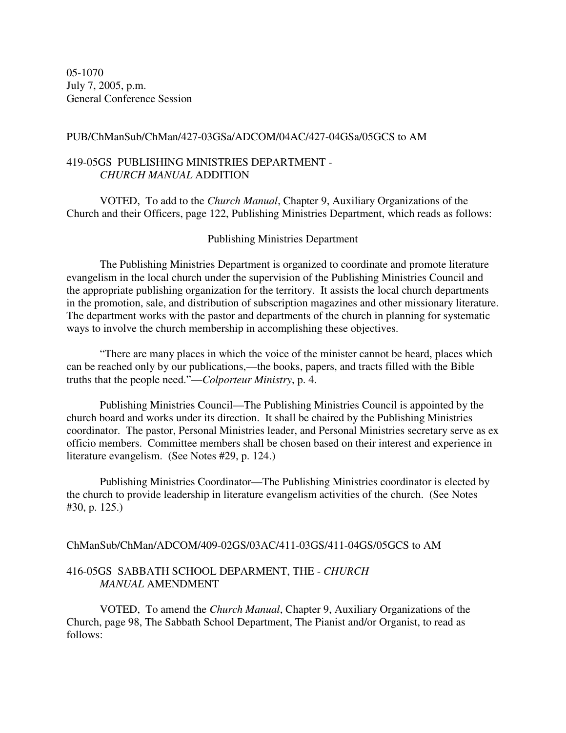05-1070
July 7, 2005, p.m.
General Conference Session

PUB/ChManSub/ChMan/427-03GSa/ADCOM/04AC/427-04GSa/05GCS to AM

419-05GS PUBLISHING MINISTRIES DEPARTMENT - *CHURCH MANUAL* ADDITION

VOTED, To add to the *Church Manual*, Chapter 9, Auxiliary Organizations of the Church and their Officers, page 122, Publishing Ministries Department, which reads as follows:

Publishing Ministries Department

The Publishing Ministries Department is organized to coordinate and promote literature evangelism in the local church under the supervision of the Publishing Ministries Council and the appropriate publishing organization for the territory. It assists the local church departments in the promotion, sale, and distribution of subscription magazines and other missionary literature. The department works with the pastor and departments of the church in planning for systematic ways to involve the church membership in accomplishing these objectives.

"There are many places in which the voice of the minister cannot be heard, places which can be reached only by our publications,—the books, papers, and tracts filled with the Bible truths that the people need."—*Colporteur Ministry*, p. 4.

Publishing Ministries Council—The Publishing Ministries Council is appointed by the church board and works under its direction. It shall be chaired by the Publishing Ministries coordinator. The pastor, Personal Ministries leader, and Personal Ministries secretary serve as ex officio members. Committee members shall be chosen based on their interest and experience in literature evangelism. (See Notes #29, p. 124.)

Publishing Ministries Coordinator—The Publishing Ministries coordinator is elected by the church to provide leadership in literature evangelism activities of the church. (See Notes #30, p. 125.)

ChManSub/ChMan/ADCOM/409-02GS/03AC/411-03GS/411-04GS/05GCS to AM

416-05GS SABBATH SCHOOL DEPARMENT, THE - *CHURCH MANUAL* AMENDMENT

VOTED, To amend the *Church Manual*, Chapter 9, Auxiliary Organizations of the Church, page 98, The Sabbath School Department, The Pianist and/or Organist, to read as follows: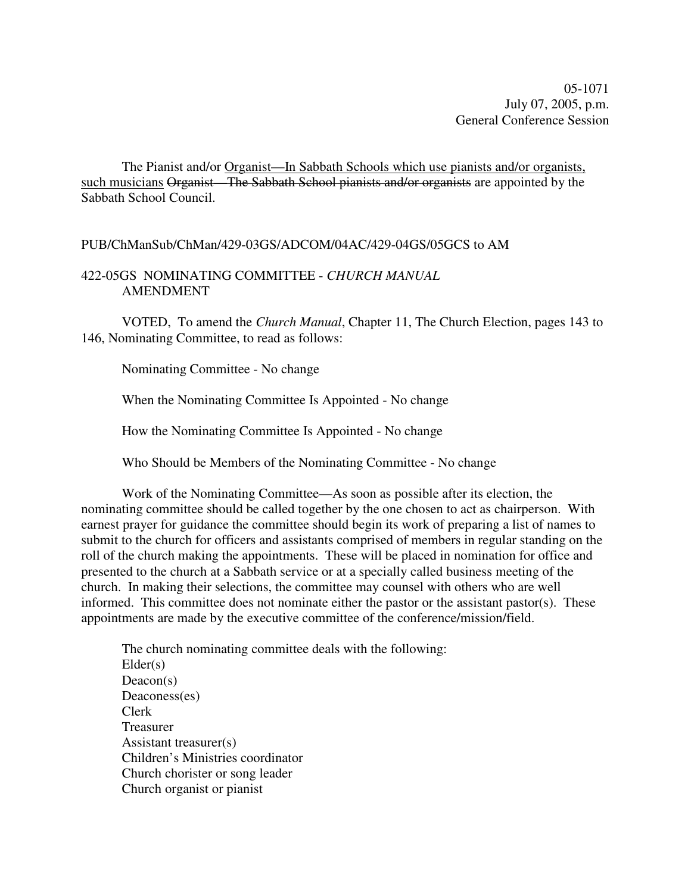05-1071
July 07, 2005, p.m.
General Conference Session

The Pianist and/or <u>Organist—In Sabbath Schools which use pianists and/or organists, such musicians</u> ~~Organist—The Sabbath School pianists and/or organists~~ are appointed by the Sabbath School Council.

PUB/ChManSub/ChMan/429-03GS/ADCOM/04AC/429-04GS/05GCS to AM

422-05GS NOMINATING COMMITTEE - *CHURCH MANUAL* AMENDMENT

VOTED, To amend the *Church Manual*, Chapter 11, The Church Election, pages 143 to 146, Nominating Committee, to read as follows:

Nominating Committee - No change

When the Nominating Committee Is Appointed - No change

How the Nominating Committee Is Appointed - No change

Who Should be Members of the Nominating Committee - No change

Work of the Nominating Committee—As soon as possible after its election, the nominating committee should be called together by the one chosen to act as chairperson. With earnest prayer for guidance the committee should begin its work of preparing a list of names to submit to the church for officers and assistants comprised of members in regular standing on the roll of the church making the appointments. These will be placed in nomination for office and presented to the church at a Sabbath service or at a specially called business meeting of the church. In making their selections, the committee may counsel with others who are well informed. This committee does not nominate either the pastor or the assistant pastor(s). These appointments are made by the executive committee of the conference/mission/field.

The church nominating committee deals with the following:
Elder(s)
Deacon(s)
Deaconess(es)
Clerk
Treasurer
Assistant treasurer(s)
Children's Ministries coordinator
Church chorister or song leader
Church organist or pianist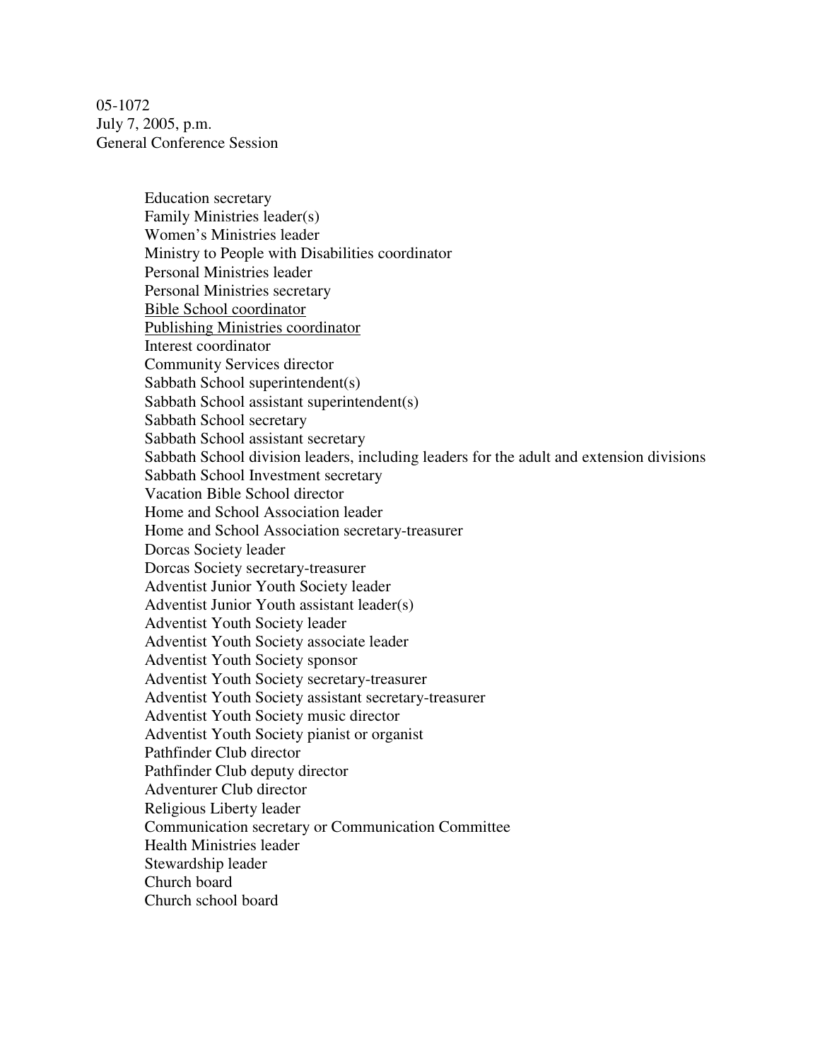05-1072
July 7, 2005, p.m.
General Conference Session

Education secretary
Family Ministries leader(s)
Women's Ministries leader
Ministry to People with Disabilities coordinator
Personal Ministries leader
Personal Ministries secretary
<u>Bible School coordinator</u>
<u>Publishing Ministries coordinator</u>
Interest coordinator
Community Services director
Sabbath School superintendent(s)
Sabbath School assistant superintendent(s)
Sabbath School secretary
Sabbath School assistant secretary
Sabbath School division leaders, including leaders for the adult and extension divisions
Sabbath School Investment secretary
Vacation Bible School director
Home and School Association leader
Home and School Association secretary-treasurer
Dorcas Society leader
Dorcas Society secretary-treasurer
Adventist Junior Youth Society leader
Adventist Junior Youth assistant leader(s)
Adventist Youth Society leader
Adventist Youth Society associate leader
Adventist Youth Society sponsor
Adventist Youth Society secretary-treasurer
Adventist Youth Society assistant secretary-treasurer
Adventist Youth Society music director
Adventist Youth Society pianist or organist
Pathfinder Club director
Pathfinder Club deputy director
Adventurer Club director
Religious Liberty leader
Communication secretary or Communication Committee
Health Ministries leader
Stewardship leader
Church board
Church school board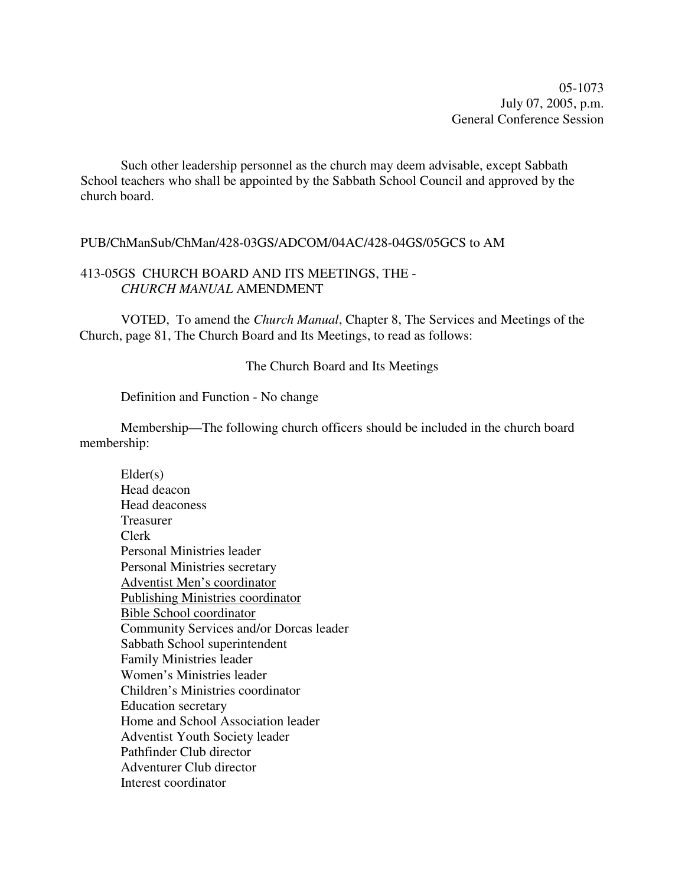05-1073
July 07, 2005, p.m.
General Conference Session

Such other leadership personnel as the church may deem advisable, except Sabbath School teachers who shall be appointed by the Sabbath School Council and approved by the church board.

PUB/ChManSub/ChMan/428-03GS/ADCOM/04AC/428-04GS/05GCS to AM

413-05GS CHURCH BOARD AND ITS MEETINGS, THE - *CHURCH MANUAL* AMENDMENT

VOTED, To amend the *Church Manual*, Chapter 8, The Services and Meetings of the Church, page 81, The Church Board and Its Meetings, to read as follows:

The Church Board and Its Meetings

Definition and Function - No change

Membership—The following church officers should be included in the church board membership:

Elder(s)
Head deacon
Head deaconess
Treasurer
Clerk
Personal Ministries leader
Personal Ministries secretary
<u>Adventist Men's coordinator</u>
<u>Publishing Ministries coordinator</u>
<u>Bible School coordinator</u>
Community Services and/or Dorcas leader
Sabbath School superintendent
Family Ministries leader
Women's Ministries leader
Children's Ministries coordinator
Education secretary
Home and School Association leader
Adventist Youth Society leader
Pathfinder Club director
Adventurer Club director
Interest coordinator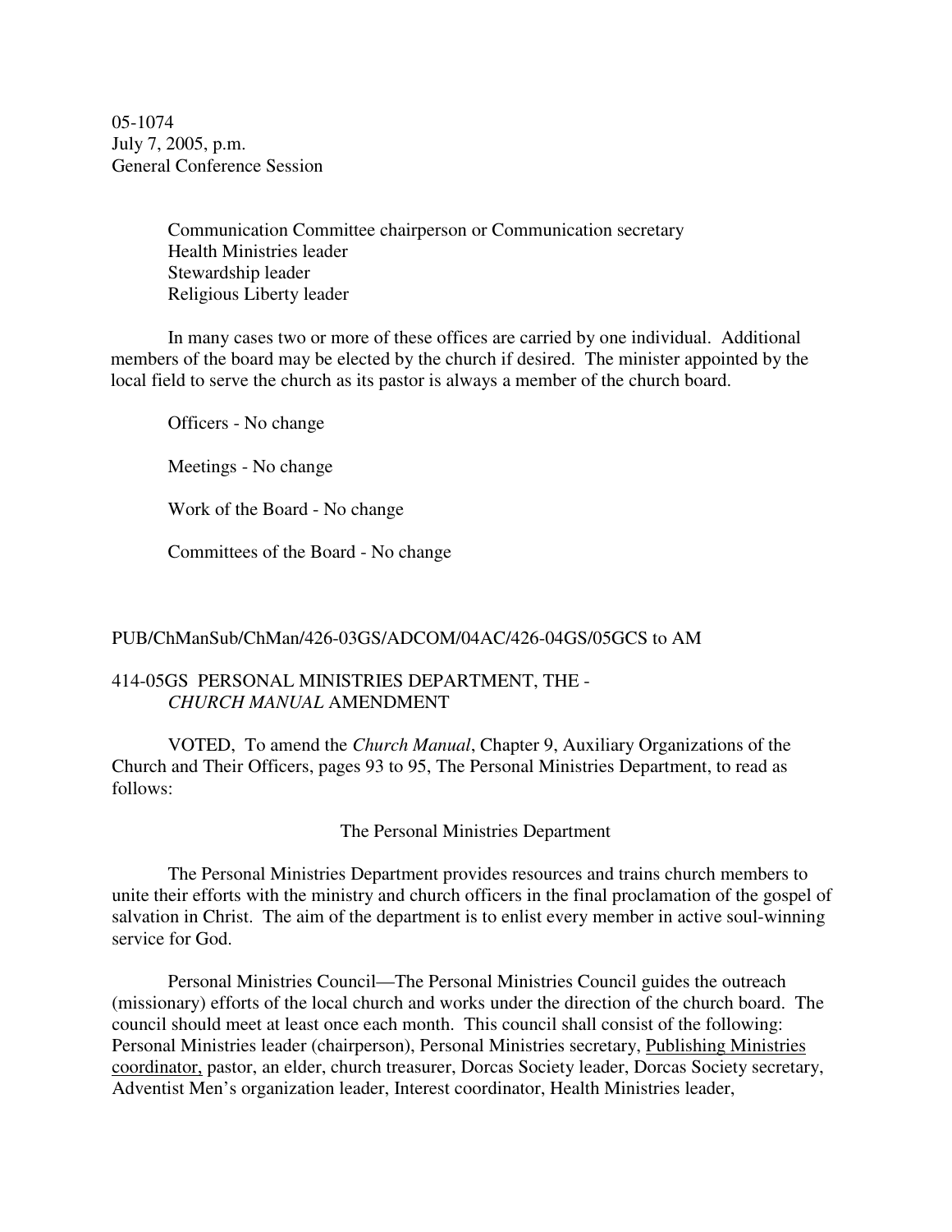05-1074
July 7, 2005, p.m.
General Conference Session

Communication Committee chairperson or Communication secretary
Health Ministries leader
Stewardship leader
Religious Liberty leader

In many cases two or more of these offices are carried by one individual. Additional members of the board may be elected by the church if desired. The minister appointed by the local field to serve the church as its pastor is always a member of the church board.

Officers - No change

Meetings - No change

Work of the Board - No change

Committees of the Board - No change

PUB/ChManSub/ChMan/426-03GS/ADCOM/04AC/426-04GS/05GCS to AM

414-05GS PERSONAL MINISTRIES DEPARTMENT, THE - *CHURCH MANUAL* AMENDMENT

VOTED, To amend the *Church Manual*, Chapter 9, Auxiliary Organizations of the Church and Their Officers, pages 93 to 95, The Personal Ministries Department, to read as follows:

The Personal Ministries Department

The Personal Ministries Department provides resources and trains church members to unite their efforts with the ministry and church officers in the final proclamation of the gospel of salvation in Christ. The aim of the department is to enlist every member in active soul-winning service for God.

Personal Ministries Council—The Personal Ministries Council guides the outreach (missionary) efforts of the local church and works under the direction of the church board. The council should meet at least once each month. This council shall consist of the following: Personal Ministries leader (chairperson), Personal Ministries secretary, <u>Publishing Ministries coordinator,</u> pastor, an elder, church treasurer, Dorcas Society leader, Dorcas Society secretary, Adventist Men's organization leader, Interest coordinator, Health Ministries leader,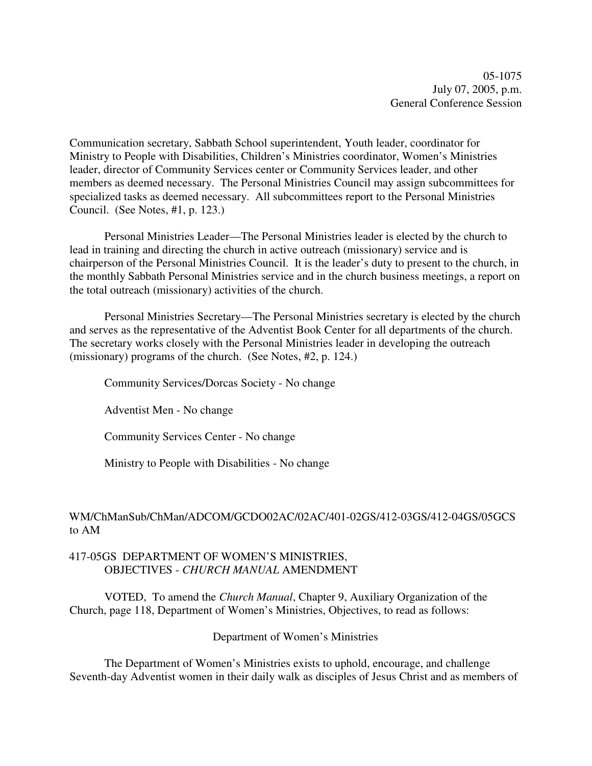Communication secretary, Sabbath School superintendent, Youth leader, coordinator for Ministry to People with Disabilities, Children's Ministries coordinator, Women's Ministries leader, director of Community Services center or Community Services leader, and other members as deemed necessary. The Personal Ministries Council may assign subcommittees for specialized tasks as deemed necessary. All subcommittees report to the Personal Ministries Council. (See Notes, #1, p. 123.)

Personal Ministries Leader—The Personal Ministries leader is elected by the church to lead in training and directing the church in active outreach (missionary) service and is chairperson of the Personal Ministries Council. It is the leader's duty to present to the church, in the monthly Sabbath Personal Ministries service and in the church business meetings, a report on the total outreach (missionary) activities of the church.

Personal Ministries Secretary—The Personal Ministries secretary is elected by the church and serves as the representative of the Adventist Book Center for all departments of the church. The secretary works closely with the Personal Ministries leader in developing the outreach (missionary) programs of the church. (See Notes, #2, p. 124.)

Community Services/Dorcas Society - No change

Adventist Men - No change

Community Services Center - No change

Ministry to People with Disabilities - No change

WM/ChManSub/ChMan/ADCOM/GCDO02AC/02AC/401-02GS/412-03GS/412-04GS/05GCS to AM

417-05GS DEPARTMENT OF WOMEN'S MINISTRIES, OBJECTIVES - *CHURCH MANUAL* AMENDMENT

VOTED, To amend the *Church Manual*, Chapter 9, Auxiliary Organization of the Church, page 118, Department of Women's Ministries, Objectives, to read as follows:

Department of Women's Ministries

The Department of Women's Ministries exists to uphold, encourage, and challenge Seventh-day Adventist women in their daily walk as disciples of Jesus Christ and as members of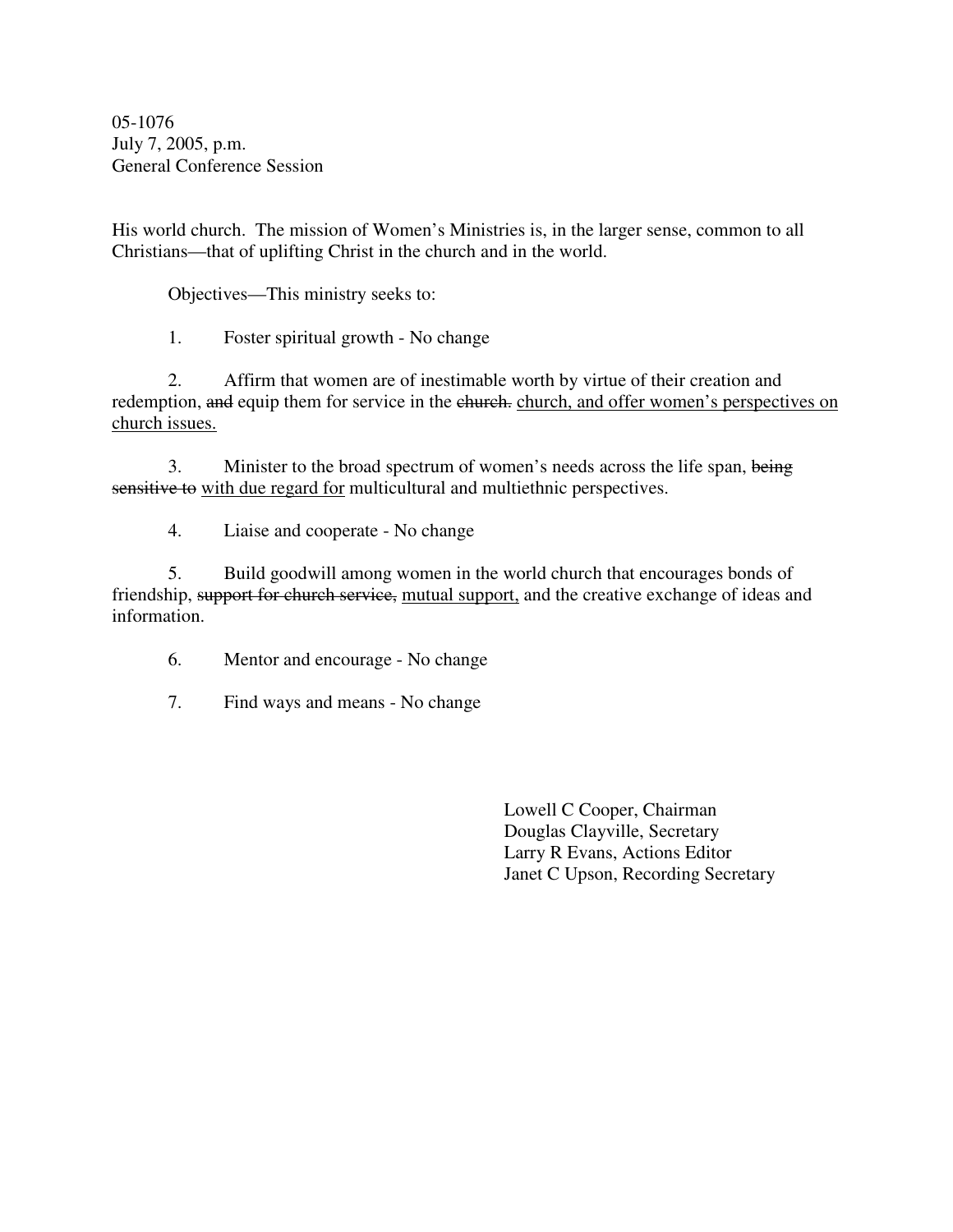His world church. The mission of Women's Ministries is, in the larger sense, common to all Christians—that of uplifting Christ in the church and in the world.

Objectives—This ministry seeks to:

1. Foster spiritual growth - No change

2. Affirm that women are of inestimable worth by virtue of their creation and redemption, ~~and~~ equip them for service in the ~~church.~~ <u>church, and offer women's perspectives on church issues.</u>

3. Minister to the broad spectrum of women's needs across the life span, ~~being sensitive to~~ <u>with due regard for</u> multicultural and multiethnic perspectives.

4. Liaise and cooperate - No change

5. Build goodwill among women in the world church that encourages bonds of friendship, ~~support for church service,~~ <u>mutual support,</u> and the creative exchange of ideas and information.

6. Mentor and encourage - No change

7. Find ways and means - No change

Lowell C Cooper, Chairman
Douglas Clayville, Secretary
Larry R Evans, Actions Editor
Janet C Upson, Recording Secretary